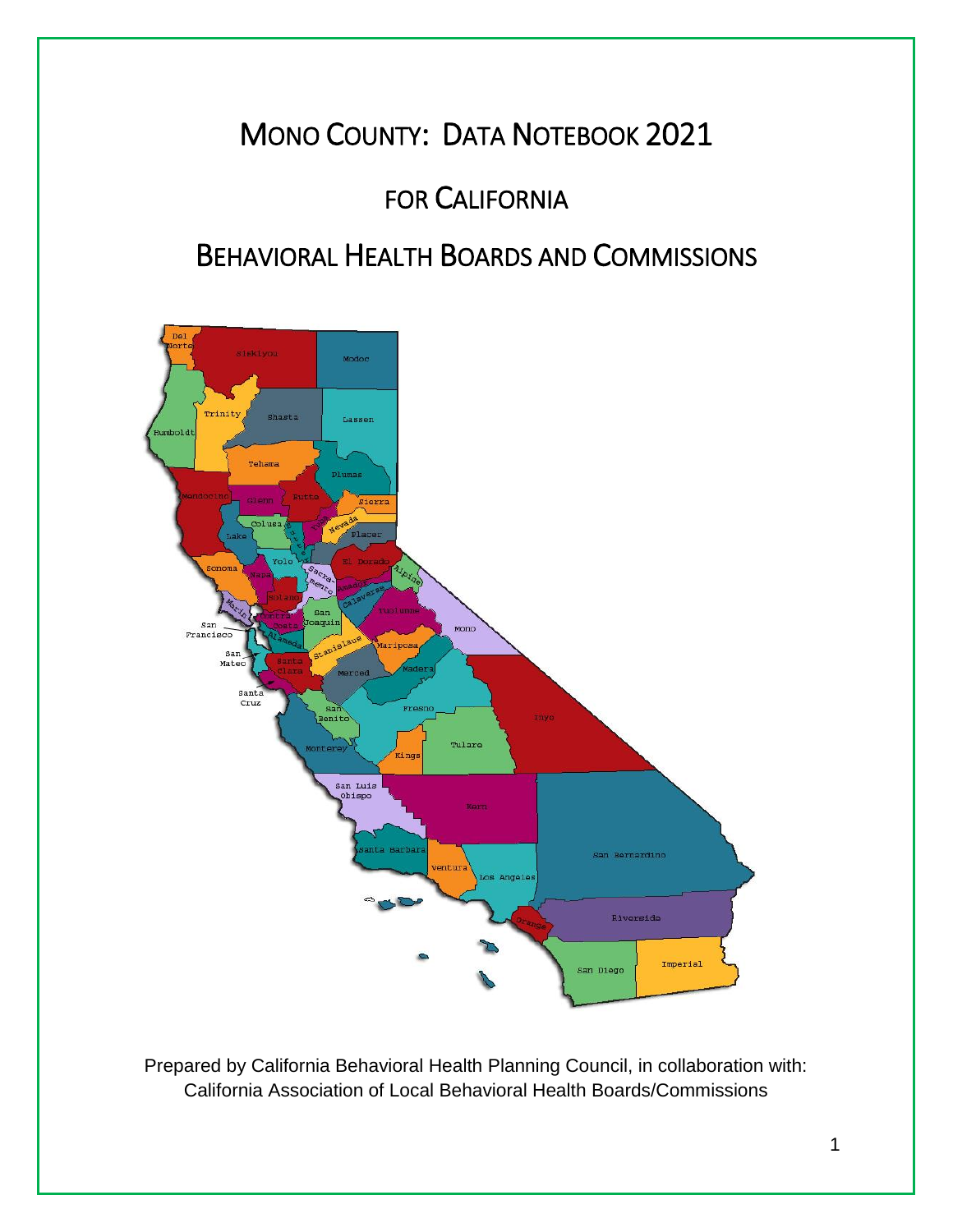# MONO COUNTY: DATA NOTEBOOK 2021

## FOR CALIFORNIA

## BEHAVIORAL HEALTH BOARDS AND COMMISSIONS

Prepared by California Behavioral Health Planning Council, in collaboration with:
California Association of Local Behavioral Health Boards/Commissions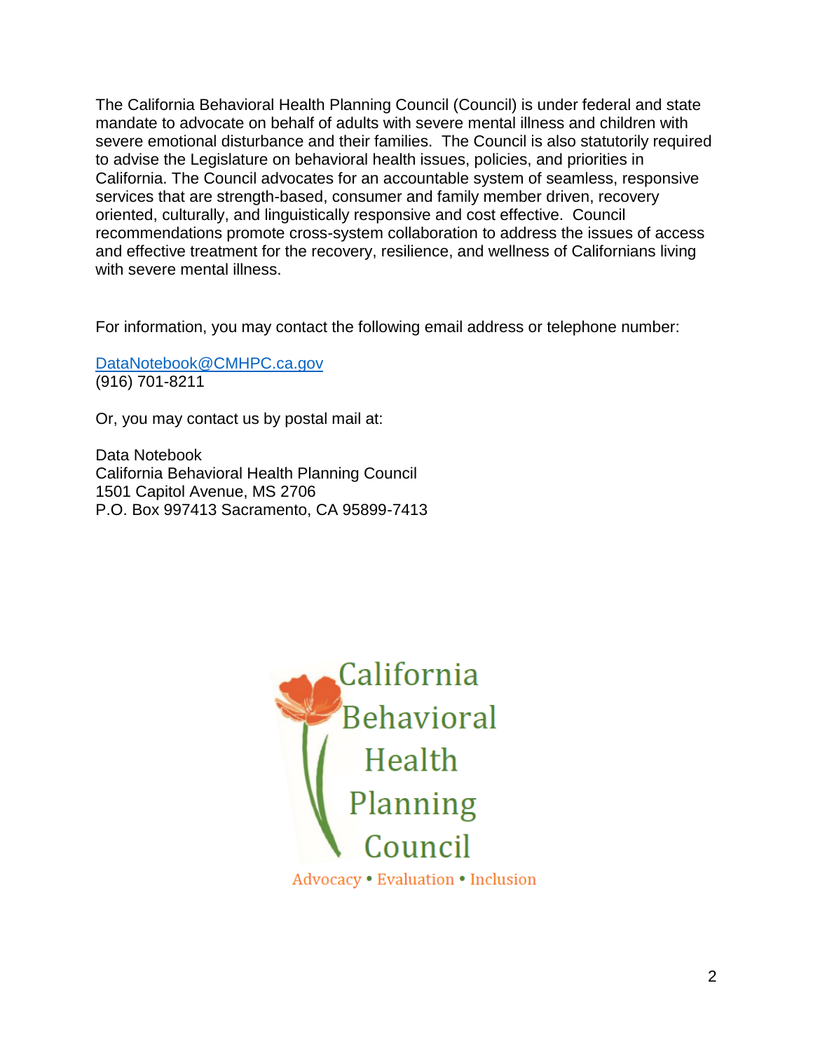The California Behavioral Health Planning Council (Council) is under federal and state mandate to advocate on behalf of adults with severe mental illness and children with severe emotional disturbance and their families. The Council is also statutorily required to advise the Legislature on behavioral health issues, policies, and priorities in California. The Council advocates for an accountable system of seamless, responsive services that are strength-based, consumer and family member driven, recovery oriented, culturally, and linguistically responsive and cost effective. Council recommendations promote cross-system collaboration to address the issues of access and effective treatment for the recovery, resilience, and wellness of Californians living with severe mental illness.

For information, you may contact the following email address or telephone number:

DataNotebook@CMHPC.ca.gov
(916) 701-8211

Or, you may contact us by postal mail at:

Data Notebook
California Behavioral Health Planning Council
1501 Capitol Avenue, MS 2706
P.O. Box 997413 Sacramento, CA 95899-7413

California Behavioral Health Planning Council

Advocacy • Evaluation • Inclusion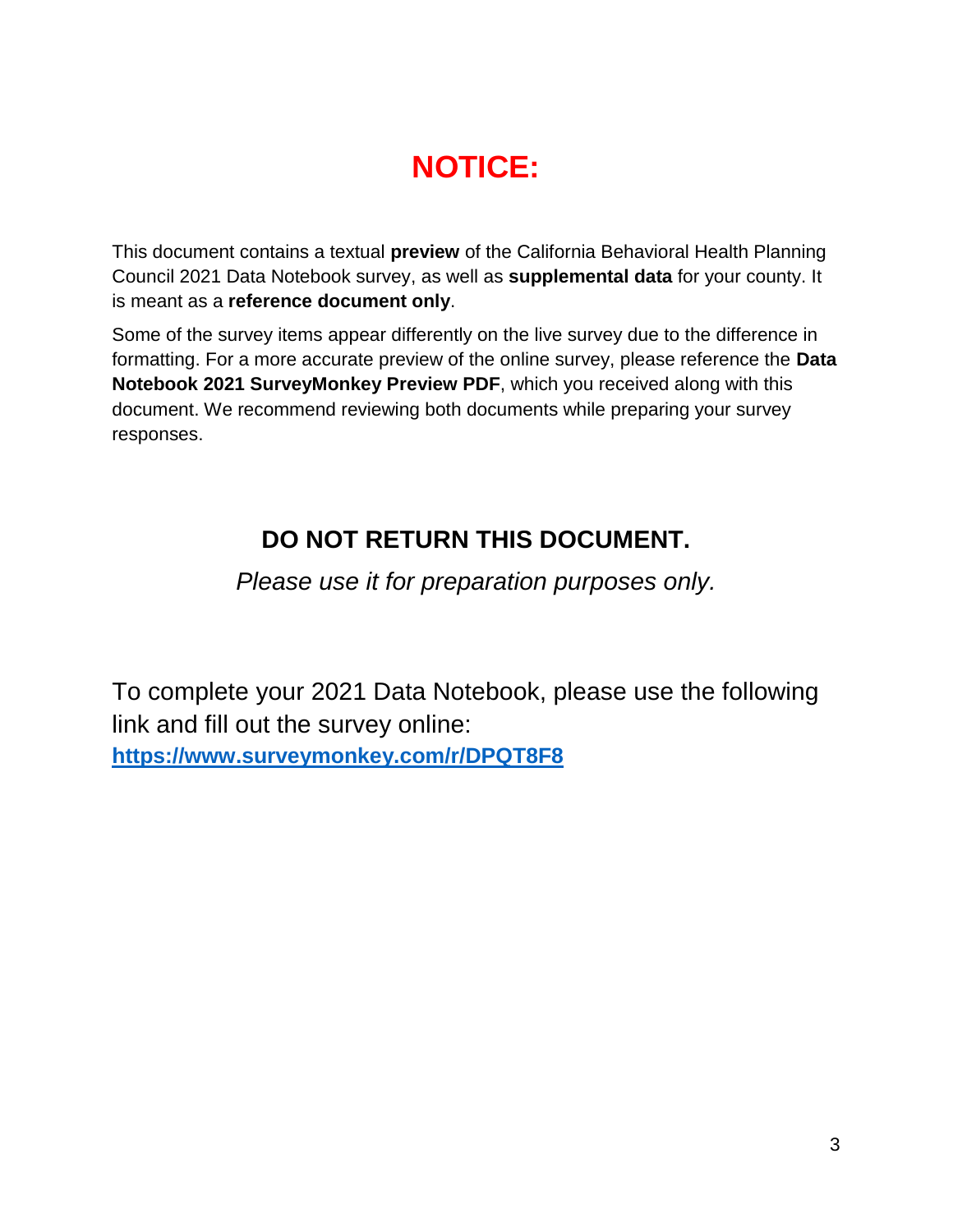# NOTICE:

This document contains a textual **preview** of the California Behavioral Health Planning Council 2021 Data Notebook survey, as well as **supplemental data** for your county. It is meant as a **reference document only**.

Some of the survey items appear differently on the live survey due to the difference in formatting. For a more accurate preview of the online survey, please reference the **Data Notebook 2021 SurveyMonkey Preview PDF**, which you received along with this document. We recommend reviewing both documents while preparing your survey responses.

## DO NOT RETURN THIS DOCUMENT.

*Please use it for preparation purposes only.*

To complete your 2021 Data Notebook, please use the following link and fill out the survey online:
**https://www.surveymonkey.com/r/DPQT8F8**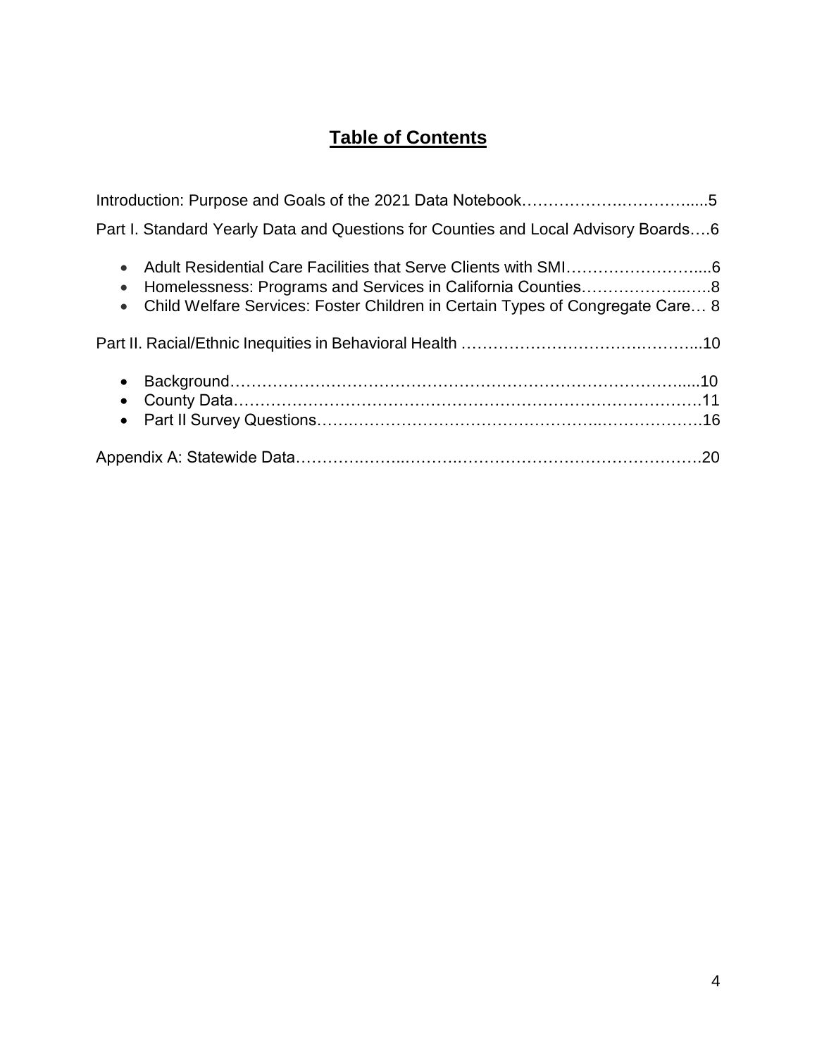# Table of Contents

Introduction: Purpose and Goals of the 2021 Data Notebook……………….…………......5

Part I. Standard Yearly Data and Questions for Counties and Local Advisory Boards….6

- Adult Residential Care Facilities that Serve Clients with SMI……………………....6
- Homelessness: Programs and Services in California Counties…………………..…..8
- Child Welfare Services: Foster Children in Certain Types of Congregate Care… 8

Part II. Racial/Ethnic Inequities in Behavioral Health ……………………………….………...10

- Background……………………………………………………………………………......10
- County Data…………….………………………………………….……………….……….11
- Part II Survey Questions…….…………………………………………..……………….16

Appendix A: Statewide Data………………..………….……………………………………….20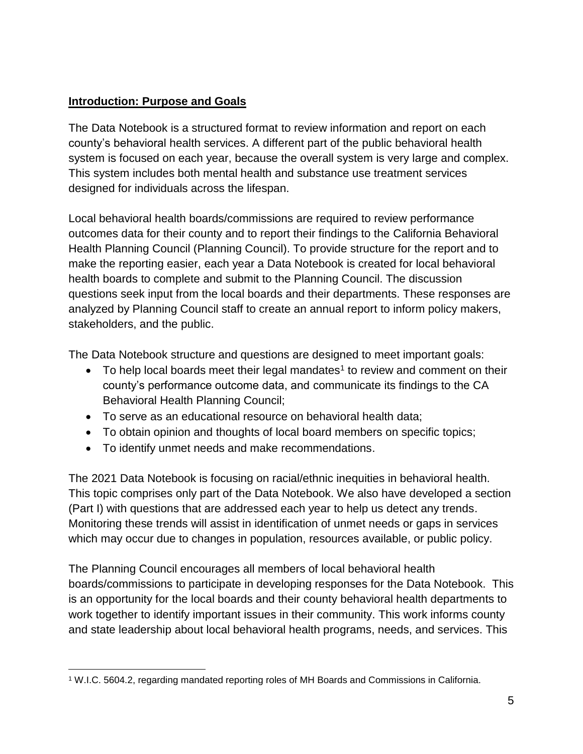## Introduction: Purpose and Goals

The Data Notebook is a structured format to review information and report on each county's behavioral health services. A different part of the public behavioral health system is focused on each year, because the overall system is very large and complex. This system includes both mental health and substance use treatment services designed for individuals across the lifespan.

Local behavioral health boards/commissions are required to review performance outcomes data for their county and to report their findings to the California Behavioral Health Planning Council (Planning Council). To provide structure for the report and to make the reporting easier, each year a Data Notebook is created for local behavioral health boards to complete and submit to the Planning Council. The discussion questions seek input from the local boards and their departments. These responses are analyzed by Planning Council staff to create an annual report to inform policy makers, stakeholders, and the public.

The Data Notebook structure and questions are designed to meet important goals:

- To help local boards meet their legal mandates[1] to review and comment on their county's performance outcome data, and communicate its findings to the CA Behavioral Health Planning Council;
- To serve as an educational resource on behavioral health data;
- To obtain opinion and thoughts of local board members on specific topics;
- To identify unmet needs and make recommendations.

The 2021 Data Notebook is focusing on racial/ethnic inequities in behavioral health. This topic comprises only part of the Data Notebook. We also have developed a section (Part I) with questions that are addressed each year to help us detect any trends. Monitoring these trends will assist in identification of unmet needs or gaps in services which may occur due to changes in population, resources available, or public policy.

The Planning Council encourages all members of local behavioral health boards/commissions to participate in developing responses for the Data Notebook. This is an opportunity for the local boards and their county behavioral health departments to work together to identify important issues in their community. This work informs county and state leadership about local behavioral health programs, needs, and services. This

[1] W.I.C. 5604.2, regarding mandated reporting roles of MH Boards and Commissions in California.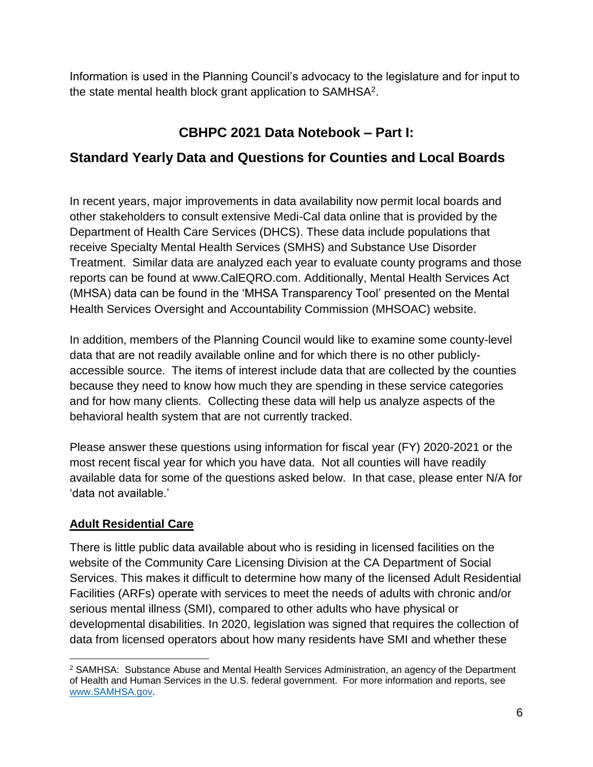Information is used in the Planning Council's advocacy to the legislature and for input to the state mental health block grant application to SAMHSA[2].

## CBHPC 2021 Data Notebook – Part I:

## Standard Yearly Data and Questions for Counties and Local Boards

In recent years, major improvements in data availability now permit local boards and other stakeholders to consult extensive Medi-Cal data online that is provided by the Department of Health Care Services (DHCS). These data include populations that receive Specialty Mental Health Services (SMHS) and Substance Use Disorder Treatment. Similar data are analyzed each year to evaluate county programs and those reports can be found at www.CalEQRO.com. Additionally, Mental Health Services Act (MHSA) data can be found in the 'MHSA Transparency Tool' presented on the Mental Health Services Oversight and Accountability Commission (MHSOAC) website.

In addition, members of the Planning Council would like to examine some county-level data that are not readily available online and for which there is no other publicly-accessible source. The items of interest include data that are collected by the counties because they need to know how much they are spending in these service categories and for how many clients. Collecting these data will help us analyze aspects of the behavioral health system that are not currently tracked.

Please answer these questions using information for fiscal year (FY) 2020-2021 or the most recent fiscal year for which you have data. Not all counties will have readily available data for some of the questions asked below. In that case, please enter N/A for 'data not available.'

### Adult Residential Care

There is little public data available about who is residing in licensed facilities on the website of the Community Care Licensing Division at the CA Department of Social Services. This makes it difficult to determine how many of the licensed Adult Residential Facilities (ARFs) operate with services to meet the needs of adults with chronic and/or serious mental illness (SMI), compared to other adults who have physical or developmental disabilities. In 2020, legislation was signed that requires the collection of data from licensed operators about how many residents have SMI and whether these

[2] SAMHSA: Substance Abuse and Mental Health Services Administration, an agency of the Department of Health and Human Services in the U.S. federal government. For more information and reports, see www.SAMHSA.gov.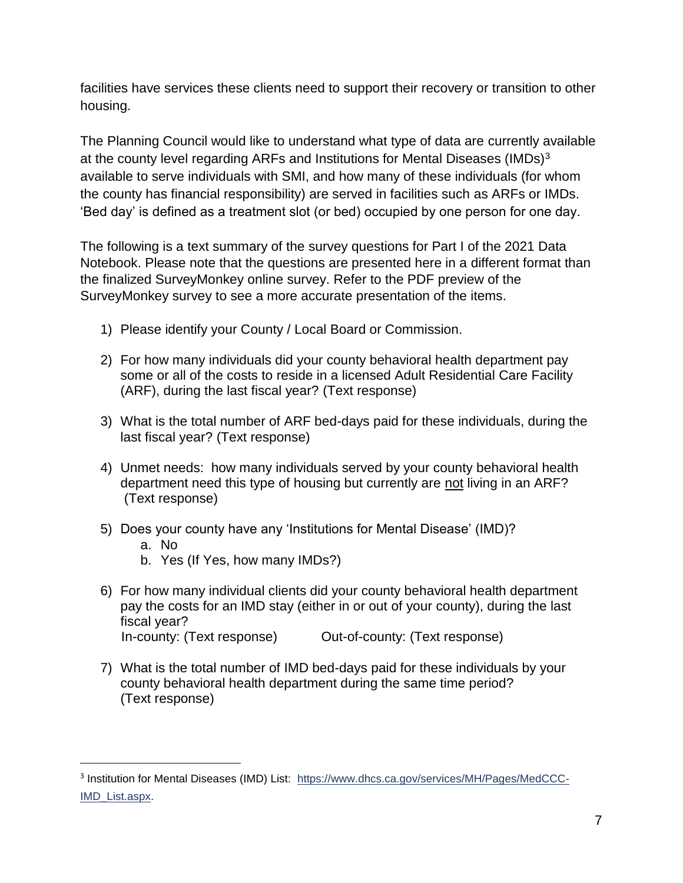facilities have services these clients need to support their recovery or transition to other housing.

The Planning Council would like to understand what type of data are currently available at the county level regarding ARFs and Institutions for Mental Diseases (IMDs)[3] available to serve individuals with SMI, and how many of these individuals (for whom the county has financial responsibility) are served in facilities such as ARFs or IMDs. 'Bed day' is defined as a treatment slot (or bed) occupied by one person for one day.

The following is a text summary of the survey questions for Part I of the 2021 Data Notebook. Please note that the questions are presented here in a different format than the finalized SurveyMonkey online survey. Refer to the PDF preview of the SurveyMonkey survey to see a more accurate presentation of the items.

1) Please identify your County / Local Board or Commission.

2) For how many individuals did your county behavioral health department pay some or all of the costs to reside in a licensed Adult Residential Care Facility (ARF), during the last fiscal year? (Text response)

3) What is the total number of ARF bed-days paid for these individuals, during the last fiscal year? (Text response)

4) Unmet needs: how many individuals served by your county behavioral health department need this type of housing but currently are <u>not</u> living in an ARF? (Text response)

5) Does your county have any 'Institutions for Mental Disease' (IMD)?
   a. No
   b. Yes (If Yes, how many IMDs?)

6) For how many individual clients did your county behavioral health department pay the costs for an IMD stay (either in or out of your county), during the last fiscal year?
   In-county: (Text response)  Out-of-county: (Text response)

7) What is the total number of IMD bed-days paid for these individuals by your county behavioral health department during the same time period? (Text response)

---

[3] Institution for Mental Diseases (IMD) List: https://www.dhcs.ca.gov/services/MH/Pages/MedCCC-IMD_List.aspx.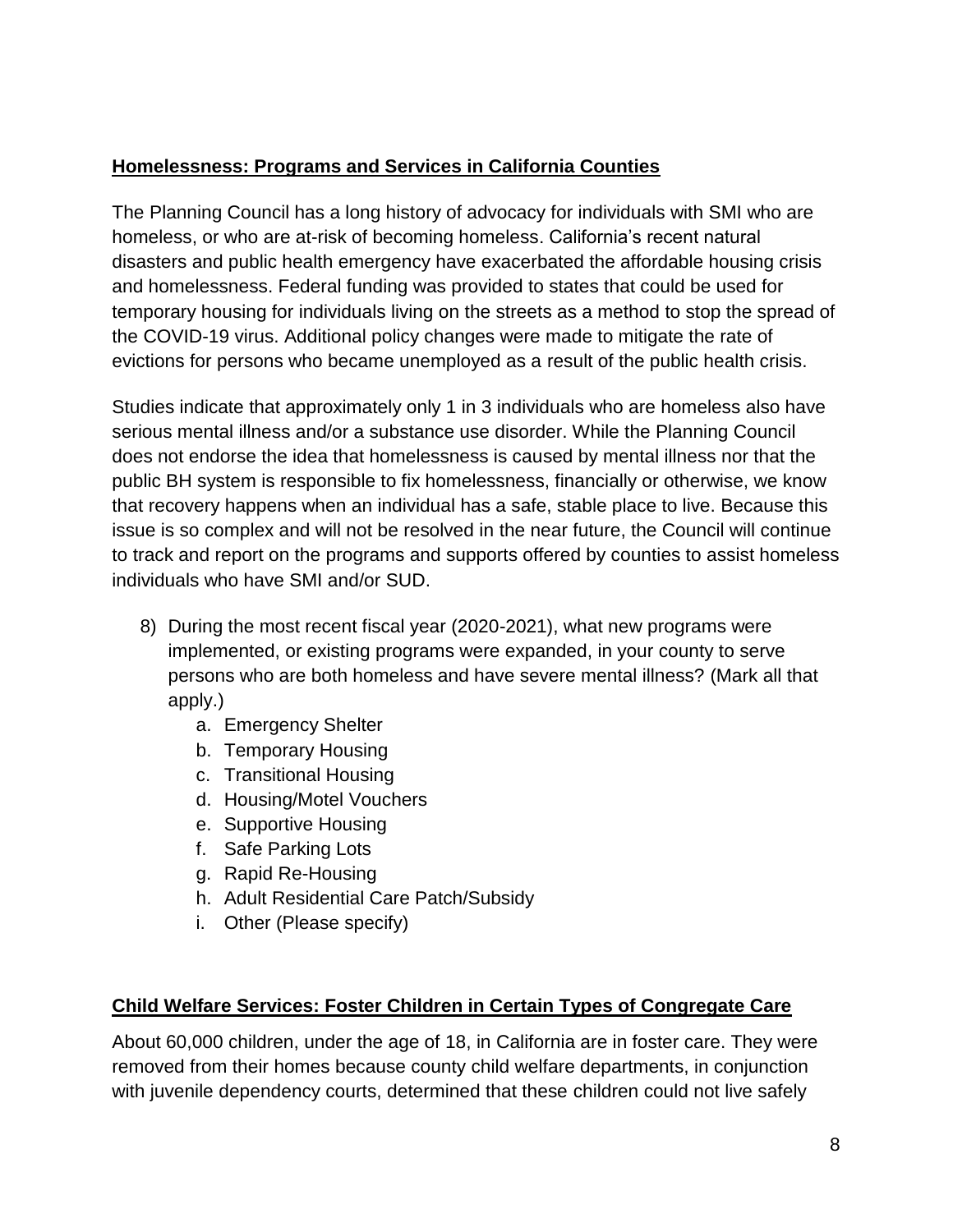**Homelessness: Programs and Services in California Counties**

The Planning Council has a long history of advocacy for individuals with SMI who are homeless, or who are at-risk of becoming homeless. California's recent natural disasters and public health emergency have exacerbated the affordable housing crisis and homelessness. Federal funding was provided to states that could be used for temporary housing for individuals living on the streets as a method to stop the spread of the COVID-19 virus. Additional policy changes were made to mitigate the rate of evictions for persons who became unemployed as a result of the public health crisis.

Studies indicate that approximately only 1 in 3 individuals who are homeless also have serious mental illness and/or a substance use disorder. While the Planning Council does not endorse the idea that homelessness is caused by mental illness nor that the public BH system is responsible to fix homelessness, financially or otherwise, we know that recovery happens when an individual has a safe, stable place to live. Because this issue is so complex and will not be resolved in the near future, the Council will continue to track and report on the programs and supports offered by counties to assist homeless individuals who have SMI and/or SUD.

8) During the most recent fiscal year (2020-2021), what new programs were implemented, or existing programs were expanded, in your county to serve persons who are both homeless and have severe mental illness? (Mark all that apply.)
    a. Emergency Shelter
    b. Temporary Housing
    c. Transitional Housing
    d. Housing/Motel Vouchers
    e. Supportive Housing
    f. Safe Parking Lots
    g. Rapid Re-Housing
    h. Adult Residential Care Patch/Subsidy
    i. Other (Please specify)

**Child Welfare Services: Foster Children in Certain Types of Congregate Care**

About 60,000 children, under the age of 18, in California are in foster care. They were removed from their homes because county child welfare departments, in conjunction with juvenile dependency courts, determined that these children could not live safely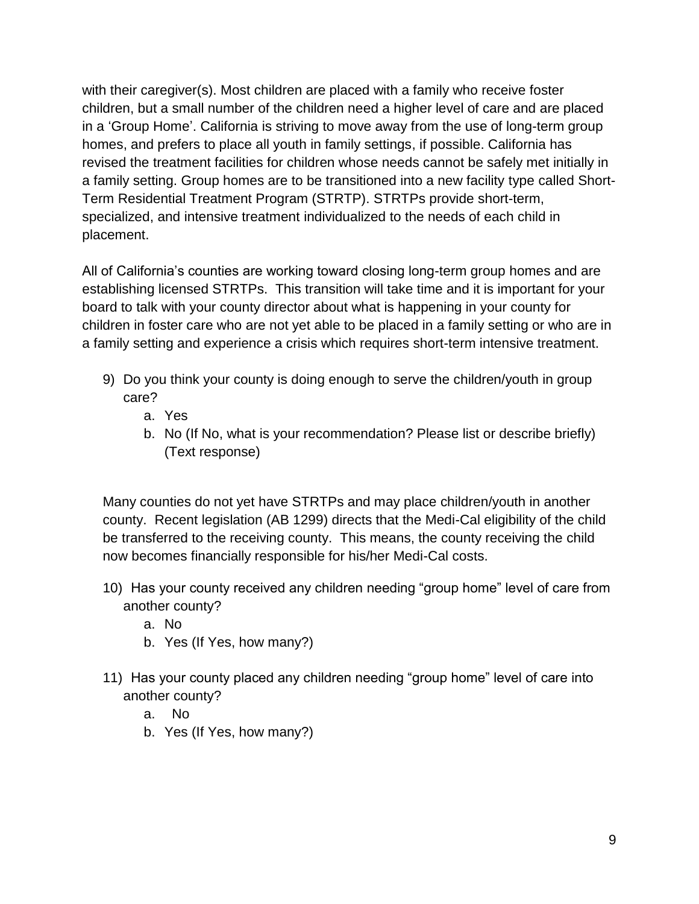with their caregiver(s). Most children are placed with a family who receive foster children, but a small number of the children need a higher level of care and are placed in a 'Group Home'. California is striving to move away from the use of long-term group homes, and prefers to place all youth in family settings, if possible. California has revised the treatment facilities for children whose needs cannot be safely met initially in a family setting. Group homes are to be transitioned into a new facility type called Short-Term Residential Treatment Program (STRTP). STRTPs provide short-term, specialized, and intensive treatment individualized to the needs of each child in placement.

All of California's counties are working toward closing long-term group homes and are establishing licensed STRTPs. This transition will take time and it is important for your board to talk with your county director about what is happening in your county for children in foster care who are not yet able to be placed in a family setting or who are in a family setting and experience a crisis which requires short-term intensive treatment.

9) Do you think your county is doing enough to serve the children/youth in group care?
   a. Yes
   b. No (If No, what is your recommendation? Please list or describe briefly) (Text response)

Many counties do not yet have STRTPs and may place children/youth in another county. Recent legislation (AB 1299) directs that the Medi-Cal eligibility of the child be transferred to the receiving county. This means, the county receiving the child now becomes financially responsible for his/her Medi-Cal costs.

10) Has your county received any children needing "group home" level of care from another county?
   a. No
   b. Yes (If Yes, how many?)

11) Has your county placed any children needing "group home" level of care into another county?
   a. No
   b. Yes (If Yes, how many?)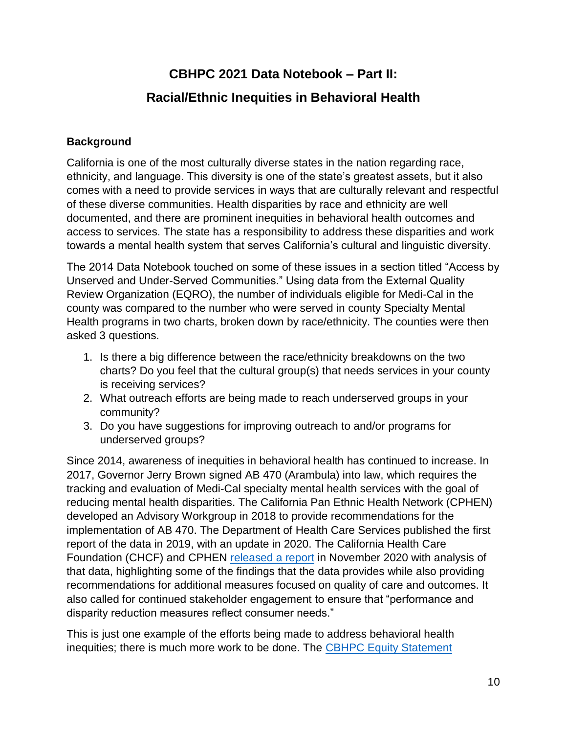# CBHPC 2021 Data Notebook – Part II:

# Racial/Ethnic Inequities in Behavioral Health

## Background

California is one of the most culturally diverse states in the nation regarding race, ethnicity, and language. This diversity is one of the state's greatest assets, but it also comes with a need to provide services in ways that are culturally relevant and respectful of these diverse communities. Health disparities by race and ethnicity are well documented, and there are prominent inequities in behavioral health outcomes and access to services. The state has a responsibility to address these disparities and work towards a mental health system that serves California's cultural and linguistic diversity.

The 2014 Data Notebook touched on some of these issues in a section titled "Access by Unserved and Under-Served Communities." Using data from the External Quality Review Organization (EQRO), the number of individuals eligible for Medi-Cal in the county was compared to the number who were served in county Specialty Mental Health programs in two charts, broken down by race/ethnicity. The counties were then asked 3 questions.

1. Is there a big difference between the race/ethnicity breakdowns on the two charts? Do you feel that the cultural group(s) that needs services in your county is receiving services?
2. What outreach efforts are being made to reach underserved groups in your community?
3. Do you have suggestions for improving outreach to and/or programs for underserved groups?

Since 2014, awareness of inequities in behavioral health has continued to increase. In 2017, Governor Jerry Brown signed AB 470 (Arambula) into law, which requires the tracking and evaluation of Medi-Cal specialty mental health services with the goal of reducing mental health disparities. The California Pan Ethnic Health Network (CPHEN) developed an Advisory Workgroup in 2018 to provide recommendations for the implementation of AB 470. The Department of Health Care Services published the first report of the data in 2019, with an update in 2020. The California Health Care Foundation (CHCF) and CPHEN released a report in November 2020 with analysis of that data, highlighting some of the findings that the data provides while also providing recommendations for additional measures focused on quality of care and outcomes. It also called for continued stakeholder engagement to ensure that "performance and disparity reduction measures reflect consumer needs."

This is just one example of the efforts being made to address behavioral health inequities; there is much more work to be done. The CBHPC Equity Statement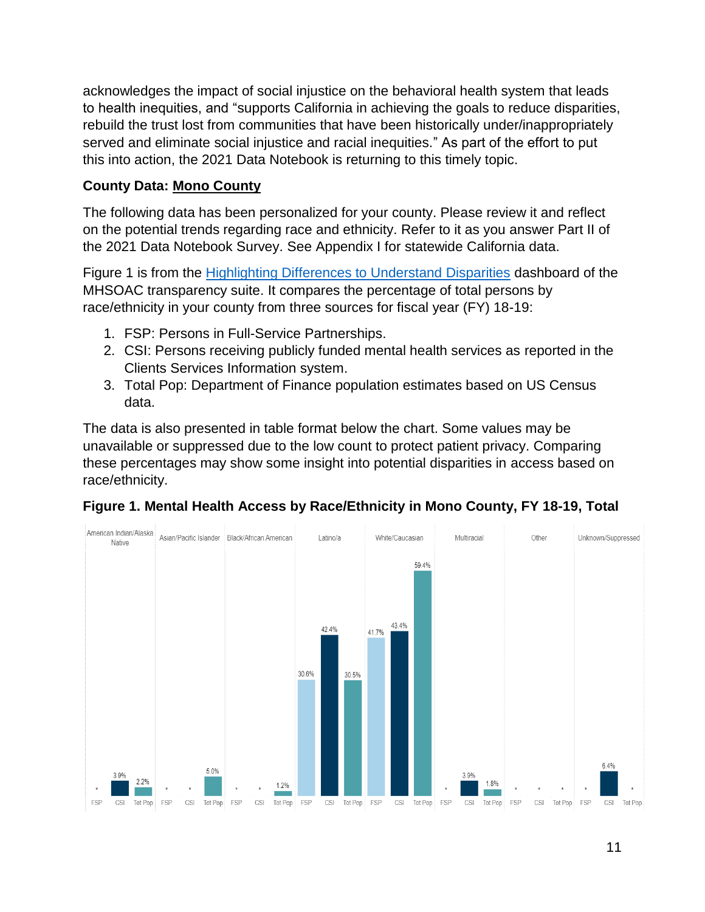acknowledges the impact of social injustice on the behavioral health system that leads to health inequities, and "supports California in achieving the goals to reduce disparities, rebuild the trust lost from communities that have been historically under/inappropriately served and eliminate social injustice and racial inequities." As part of the effort to put this into action, the 2021 Data Notebook is returning to this timely topic.

**County Data: Mono County**

The following data has been personalized for your county. Please review it and reflect on the potential trends regarding race and ethnicity. Refer to it as you answer Part II of the 2021 Data Notebook Survey. See Appendix I for statewide California data.

Figure 1 is from the [Highlighting Differences to Understand Disparities](#) dashboard of the MHSOAC transparency suite. It compares the percentage of total persons by race/ethnicity in your county from three sources for fiscal year (FY) 18-19:

1. FSP: Persons in Full-Service Partnerships.
2. CSI: Persons receiving publicly funded mental health services as reported in the Clients Services Information system.
3. Total Pop: Department of Finance population estimates based on US Census data.

The data is also presented in table format below the chart. Some values may be unavailable or suppressed due to the low count to protect patient privacy. Comparing these percentages may show some insight into potential disparities in access based on race/ethnicity.

**Figure 1. Mental Health Access by Race/Ethnicity in Mono County, FY 18-19, Total**

| Race/Ethnicity | FSP | CSI | Tot Pop |
|---|---|---|---|
| American Indian/Alaska Native | * | 3.9% | 2.2% |
| Asian/Pacific Islander | * | * | 5.0% |
| Black/African American | * | * | 1.2% |
| Latino/a | 30.6% | 42.4% | 30.5% |
| White/Caucasian | 41.7% | 43.4% | 59.4% |
| Multiracial | * | 3.9% | 1.8% |
| Other | * | * | * |
| Unknown/Suppressed | * | 6.4% | * |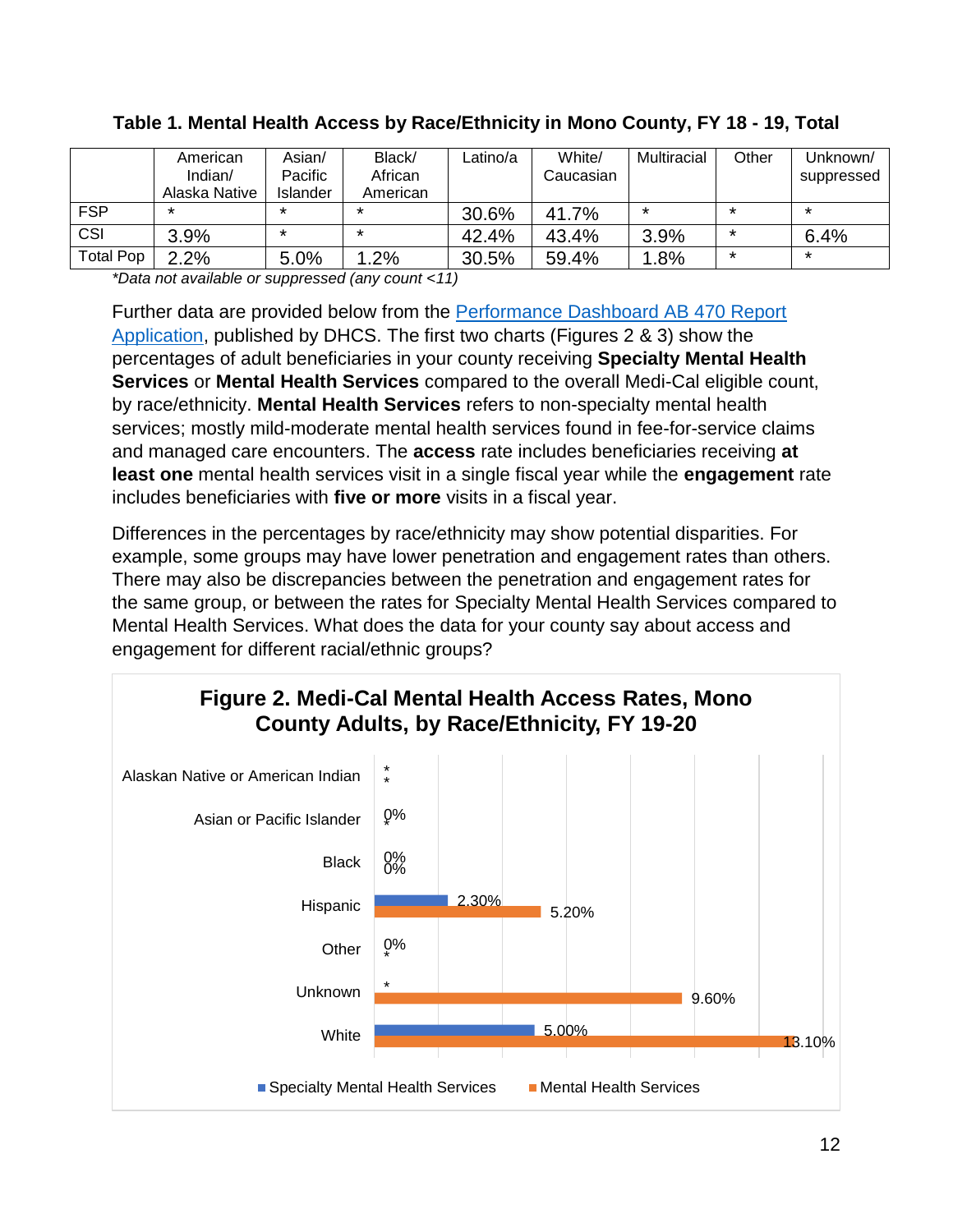**Table 1. Mental Health Access by Race/Ethnicity in Mono County, FY 18 - 19, Total**

| | American Indian/ Alaska Native | Asian/ Pacific Islander | Black/ African American | Latino/a | White/ Caucasian | Multiracial | Other | Unknown/ suppressed |
|---|---|---|---|---|---|---|---|---|
| FSP | * | * | * | 30.6% | 41.7% | * | * | * |
| CSI | 3.9% | * | * | 42.4% | 43.4% | 3.9% | * | 6.4% |
| Total Pop | 2.2% | 5.0% | 1.2% | 30.5% | 59.4% | 1.8% | * | * |

*\*Data not available or suppressed (any count <11)*

Further data are provided below from the [Performance Dashboard AB 470 Report Application](), published by DHCS. The first two charts (Figures 2 & 3) show the percentages of adult beneficiaries in your county receiving **Specialty Mental Health Services** or **Mental Health Services** compared to the overall Medi-Cal eligible count, by race/ethnicity. **Mental Health Services** refers to non-specialty mental health services; mostly mild-moderate mental health services found in fee-for-service claims and managed care encounters. The **access** rate includes beneficiaries receiving **at least one** mental health services visit in a single fiscal year while the **engagement** rate includes beneficiaries with **five or more** visits in a fiscal year.

Differences in the percentages by race/ethnicity may show potential disparities. For example, some groups may have lower penetration and engagement rates than others. There may also be discrepancies between the penetration and engagement rates for the same group, or between the rates for Specialty Mental Health Services compared to Mental Health Services. What does the data for your county say about access and engagement for different racial/ethnic groups?

**Figure 2. Medi-Cal Mental Health Access Rates, Mono County Adults, by Race/Ethnicity, FY 19-20**

| Race/Ethnicity | Specialty Mental Health Services | Mental Health Services |
|---|---|---|
| Alaskan Native or American Indian | * | * |
| Asian or Pacific Islander | 0% | * |
| Black | 0% | 0% |
| Hispanic | 2.30% | 5.20% |
| Other | 0% | * |
| Unknown | * | 9.60% |
| White | 5.00% | 13.10% |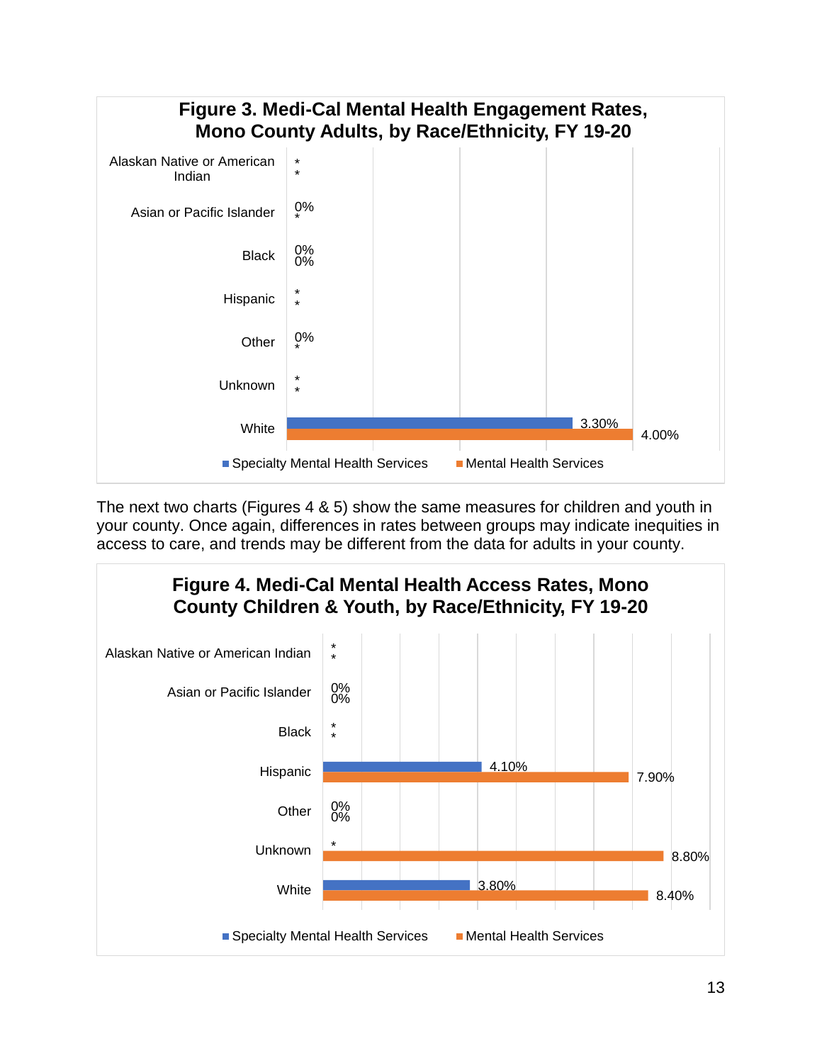**Figure 3. Medi-Cal Mental Health Engagement Rates, Mono County Adults, by Race/Ethnicity, FY 19-20**

| Race/Ethnicity | Specialty Mental Health Services | Mental Health Services |
| --- | --- | --- |
| Alaskan Native or American Indian | * | * |
| Asian or Pacific Islander | 0% | * |
| Black | 0% | 0% |
| Hispanic | * | * |
| Other | 0% | * |
| Unknown | * | * |
| White | 3.30% | 4.00% |

The next two charts (Figures 4 & 5) show the same measures for children and youth in your county. Once again, differences in rates between groups may indicate inequities in access to care, and trends may be different from the data for adults in your county.

**Figure 4. Medi-Cal Mental Health Access Rates, Mono County Children & Youth, by Race/Ethnicity, FY 19-20**

| Race/Ethnicity | Specialty Mental Health Services | Mental Health Services |
| --- | --- | --- |
| Alaskan Native or American Indian | * | * |
| Asian or Pacific Islander | 0% | 0% |
| Black | * | * |
| Hispanic | 4.10% | 7.90% |
| Other | 0% | 0% |
| Unknown | * | 8.80% |
| White | 3.80% | 8.40% |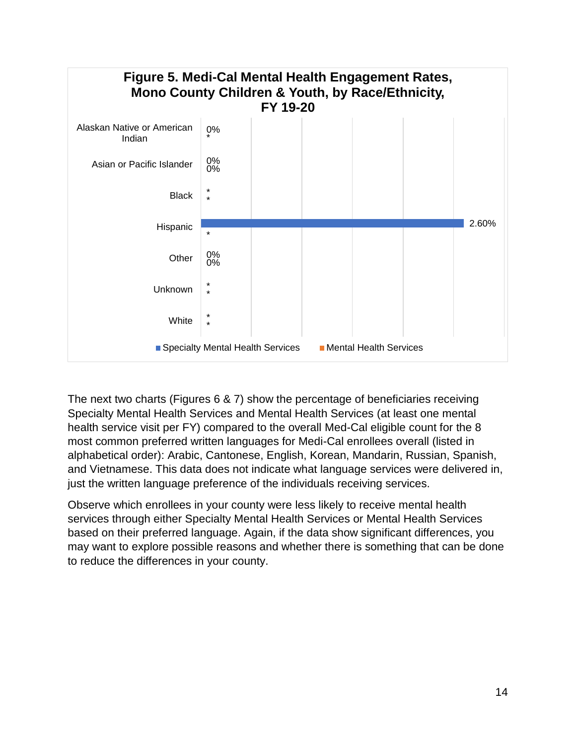**Figure 5. Medi-Cal Mental Health Engagement Rates, Mono County Children & Youth, by Race/Ethnicity, FY 19-20**

| Race/Ethnicity | Specialty Mental Health Services | Mental Health Services |
| --- | --- | --- |
| Alaskan Native or American Indian | 0% | * |
| Asian or Pacific Islander | 0% | 0% |
| Black | * | * |
| Hispanic | 2.60% | * |
| Other | 0% | 0% |
| Unknown | * | * |
| White | * | * |

The next two charts (Figures 6 & 7) show the percentage of beneficiaries receiving Specialty Mental Health Services and Mental Health Services (at least one mental health service visit per FY) compared to the overall Med-Cal eligible count for the 8 most common preferred written languages for Medi-Cal enrollees overall (listed in alphabetical order): Arabic, Cantonese, English, Korean, Mandarin, Russian, Spanish, and Vietnamese. This data does not indicate what language services were delivered in, just the written language preference of the individuals receiving services.

Observe which enrollees in your county were less likely to receive mental health services through either Specialty Mental Health Services or Mental Health Services based on their preferred language. Again, if the data show significant differences, you may want to explore possible reasons and whether there is something that can be done to reduce the differences in your county.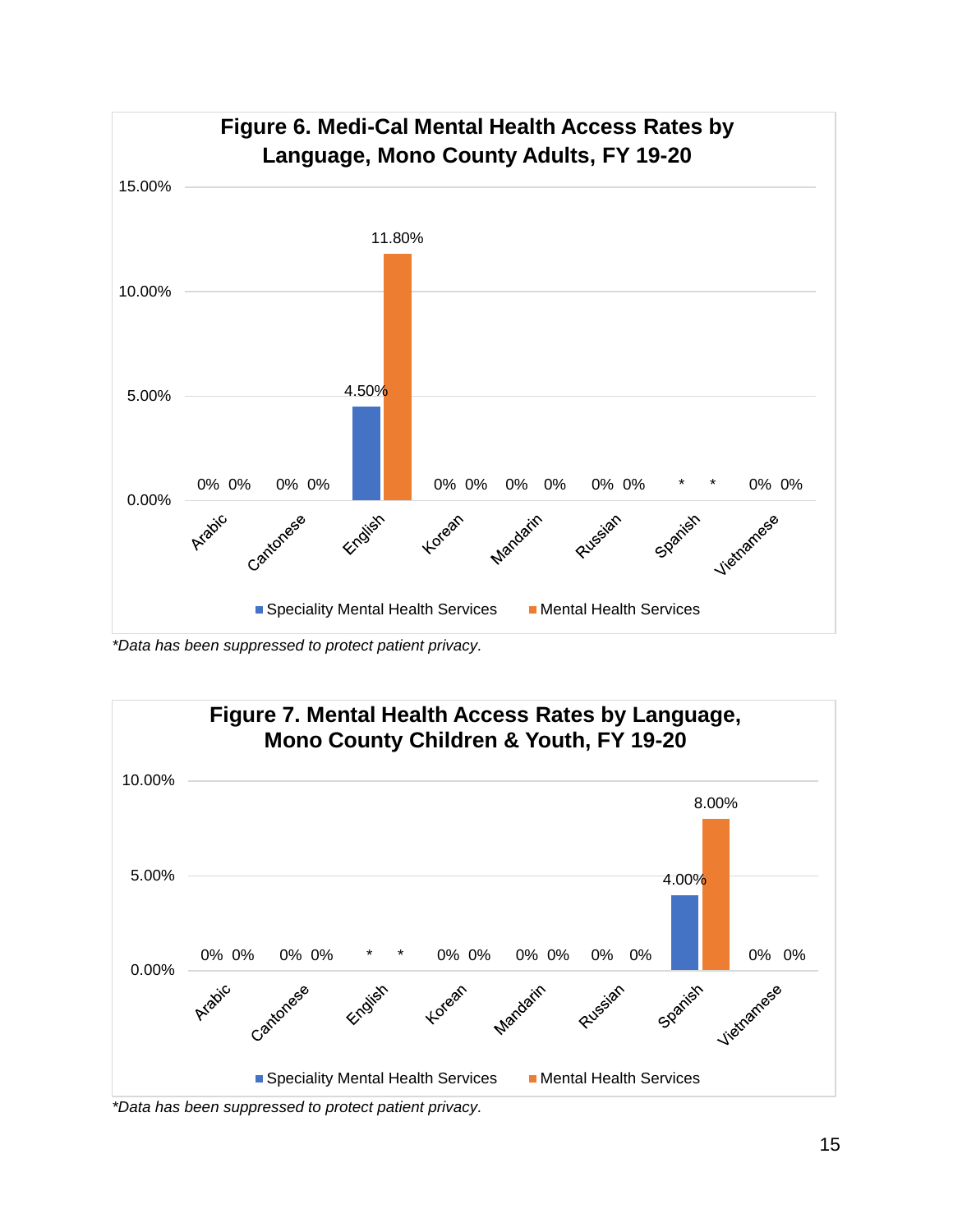**Figure 6. Medi-Cal Mental Health Access Rates by Language, Mono County Adults, FY 19-20**

| Language | Speciality Mental Health Services | Mental Health Services |
|---|---|---|
| Arabic | 0% | 0% |
| Cantonese | 0% | 0% |
| English | 4.50% | 11.80% |
| Korean | 0% | 0% |
| Mandarin | 0% | 0% |
| Russian | 0% | 0% |
| Spanish | * | * |
| Vietnamese | 0% | 0% |

*\*Data has been suppressed to protect patient privacy.*

**Figure 7. Mental Health Access Rates by Language, Mono County Children & Youth, FY 19-20**

| Language | Speciality Mental Health Services | Mental Health Services |
|---|---|---|
| Arabic | 0% | 0% |
| Cantonese | 0% | 0% |
| English | * | * |
| Korean | 0% | 0% |
| Mandarin | 0% | 0% |
| Russian | 0% | 0% |
| Spanish | 4.00% | 8.00% |
| Vietnamese | 0% | 0% |

*\*Data has been suppressed to protect patient privacy.*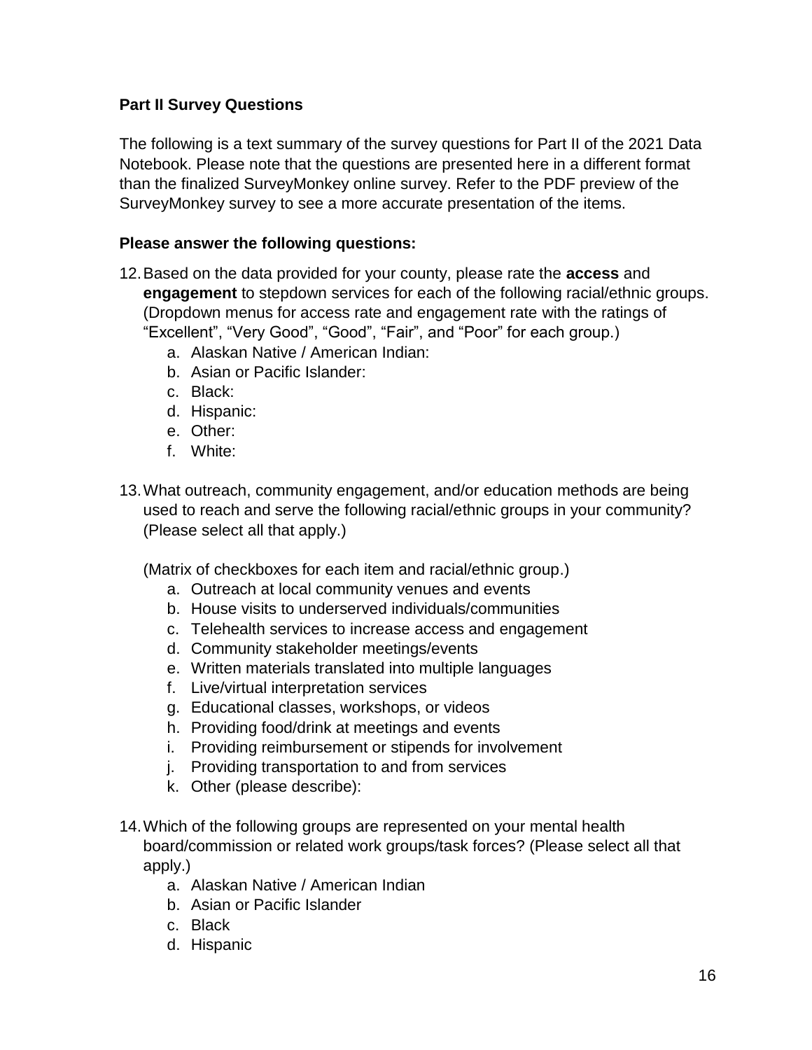**Part II Survey Questions**

The following is a text summary of the survey questions for Part II of the 2021 Data Notebook. Please note that the questions are presented here in a different format than the finalized SurveyMonkey online survey. Refer to the PDF preview of the SurveyMonkey survey to see a more accurate presentation of the items.

**Please answer the following questions:**

12. Based on the data provided for your county, please rate the **access** and **engagement** to stepdown services for each of the following racial/ethnic groups. (Dropdown menus for access rate and engagement rate with the ratings of “Excellent”, “Very Good”, “Good”, “Fair”, and “Poor” for each group.)
    a. Alaskan Native / American Indian:
    b. Asian or Pacific Islander:
    c. Black:
    d. Hispanic:
    e. Other:
    f. White:

13. What outreach, community engagement, and/or education methods are being used to reach and serve the following racial/ethnic groups in your community? (Please select all that apply.)

    (Matrix of checkboxes for each item and racial/ethnic group.)
    a. Outreach at local community venues and events
    b. House visits to underserved individuals/communities
    c. Telehealth services to increase access and engagement
    d. Community stakeholder meetings/events
    e. Written materials translated into multiple languages
    f. Live/virtual interpretation services
    g. Educational classes, workshops, or videos
    h. Providing food/drink at meetings and events
    i. Providing reimbursement or stipends for involvement
    j. Providing transportation to and from services
    k. Other (please describe):

14. Which of the following groups are represented on your mental health board/commission or related work groups/task forces? (Please select all that apply.)
    a. Alaskan Native / American Indian
    b. Asian or Pacific Islander
    c. Black
    d. Hispanic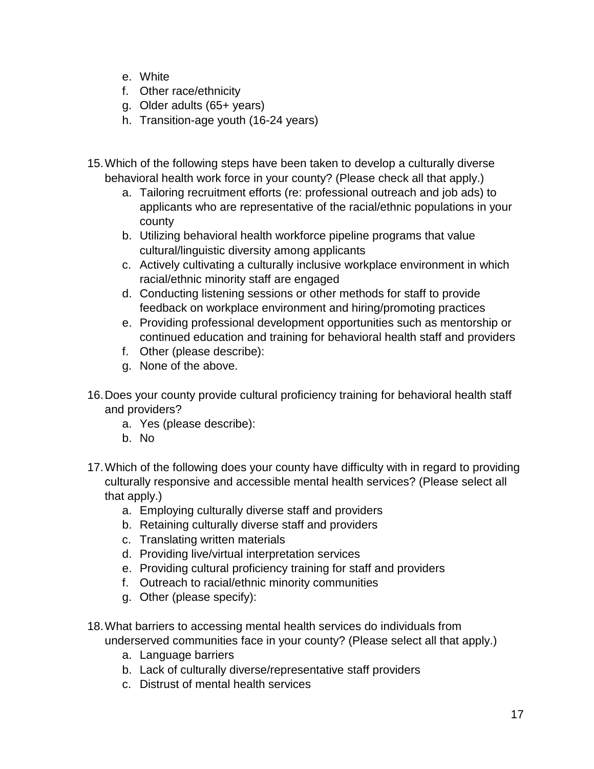e. White
   f. Other race/ethnicity
   g. Older adults (65+ years)
   h. Transition-age youth (16-24 years)

15. Which of the following steps have been taken to develop a culturally diverse behavioral health work force in your county? (Please check all that apply.)
    a. Tailoring recruitment efforts (re: professional outreach and job ads) to applicants who are representative of the racial/ethnic populations in your county
    b. Utilizing behavioral health workforce pipeline programs that value cultural/linguistic diversity among applicants
    c. Actively cultivating a culturally inclusive workplace environment in which racial/ethnic minority staff are engaged
    d. Conducting listening sessions or other methods for staff to provide feedback on workplace environment and hiring/promoting practices
    e. Providing professional development opportunities such as mentorship or continued education and training for behavioral health staff and providers
    f. Other (please describe):
    g. None of the above.

16. Does your county provide cultural proficiency training for behavioral health staff and providers?
    a. Yes (please describe):
    b. No

17. Which of the following does your county have difficulty with in regard to providing culturally responsive and accessible mental health services? (Please select all that apply.)
    a. Employing culturally diverse staff and providers
    b. Retaining culturally diverse staff and providers
    c. Translating written materials
    d. Providing live/virtual interpretation services
    e. Providing cultural proficiency training for staff and providers
    f. Outreach to racial/ethnic minority communities
    g. Other (please specify):

18. What barriers to accessing mental health services do individuals from underserved communities face in your county? (Please select all that apply.)
    a. Language barriers
    b. Lack of culturally diverse/representative staff providers
    c. Distrust of mental health services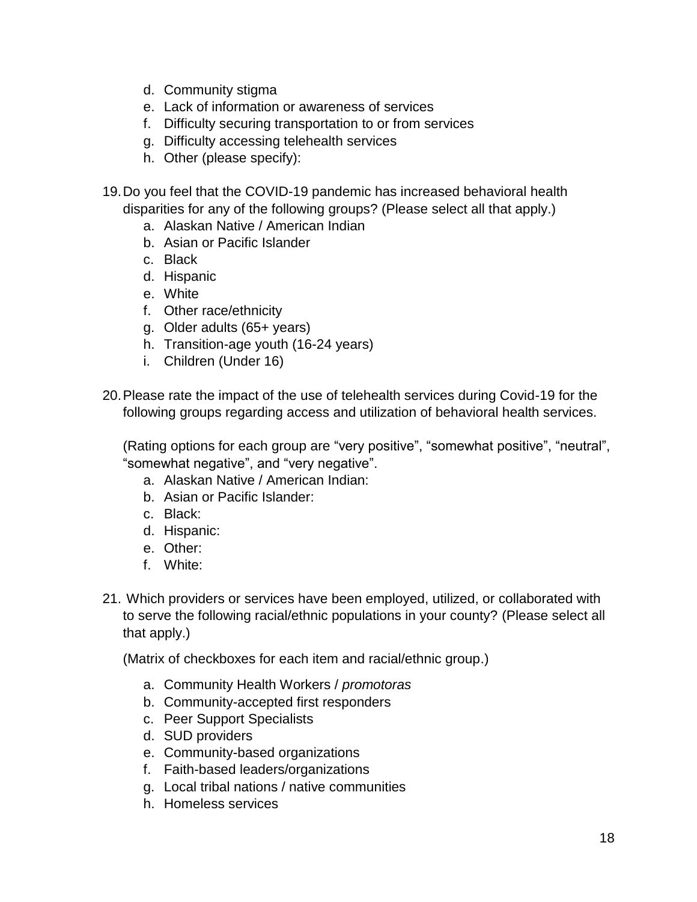d. Community stigma
e. Lack of information or awareness of services
f. Difficulty securing transportation to or from services
g. Difficulty accessing telehealth services
h. Other (please specify):

19. Do you feel that the COVID-19 pandemic has increased behavioral health disparities for any of the following groups? (Please select all that apply.)
    a. Alaskan Native / American Indian
    b. Asian or Pacific Islander
    c. Black
    d. Hispanic
    e. White
    f. Other race/ethnicity
    g. Older adults (65+ years)
    h. Transition-age youth (16-24 years)
    i. Children (Under 16)

20. Please rate the impact of the use of telehealth services during Covid-19 for the following groups regarding access and utilization of behavioral health services.

    (Rating options for each group are "very positive", "somewhat positive", "neutral", "somewhat negative", and "very negative".
    a. Alaskan Native / American Indian:
    b. Asian or Pacific Islander:
    c. Black:
    d. Hispanic:
    e. Other:
    f. White:

21. Which providers or services have been employed, utilized, or collaborated with to serve the following racial/ethnic populations in your county? (Please select all that apply.)

    (Matrix of checkboxes for each item and racial/ethnic group.)

    a. Community Health Workers / *promotoras*
    b. Community-accepted first responders
    c. Peer Support Specialists
    d. SUD providers
    e. Community-based organizations
    f. Faith-based leaders/organizations
    g. Local tribal nations / native communities
    h. Homeless services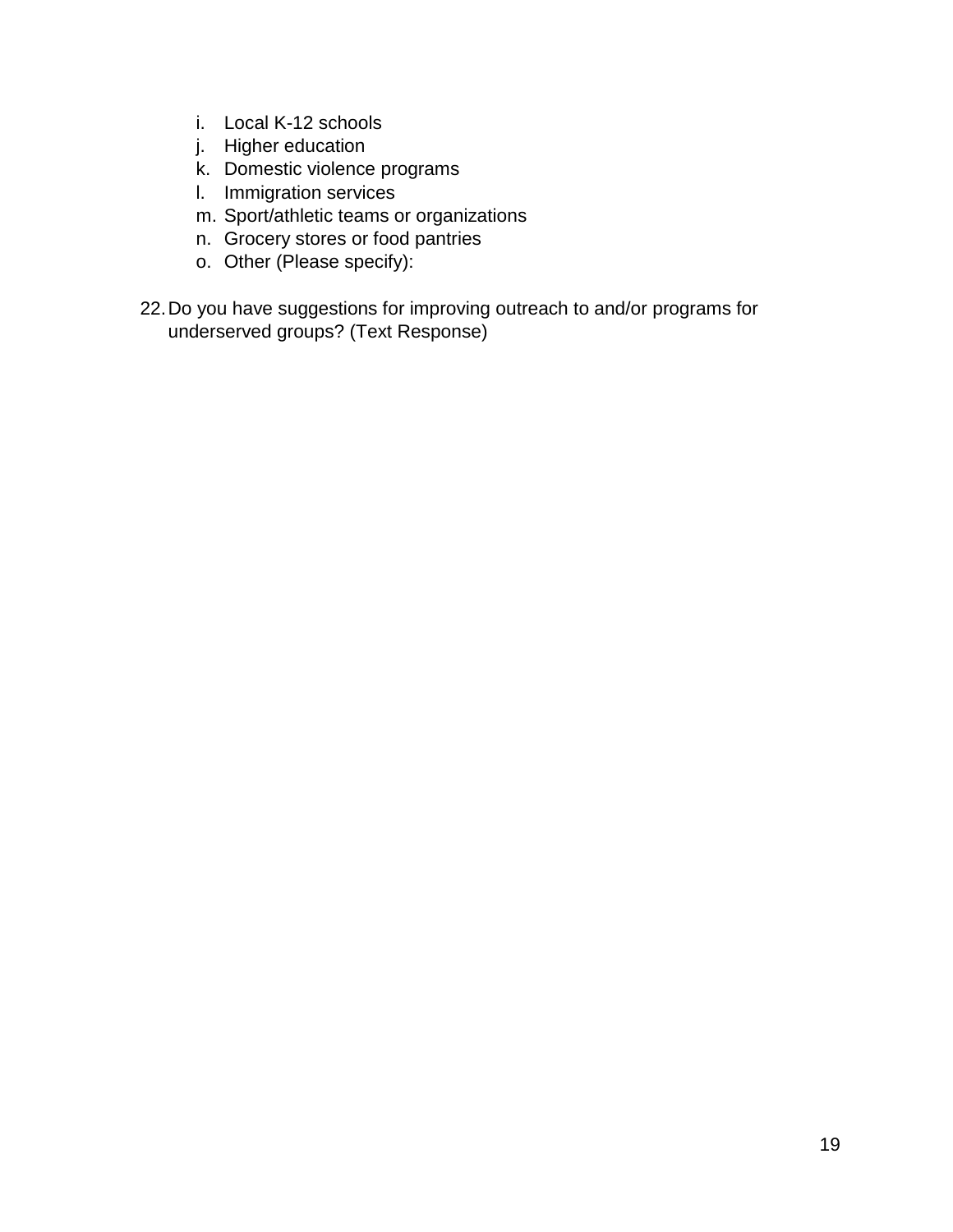i. Local K-12 schools
  j. Higher education
  k. Domestic violence programs
  l. Immigration services
  m. Sport/athletic teams or organizations
  n. Grocery stores or food pantries
  o. Other (Please specify):

22. Do you have suggestions for improving outreach to and/or programs for underserved groups? (Text Response)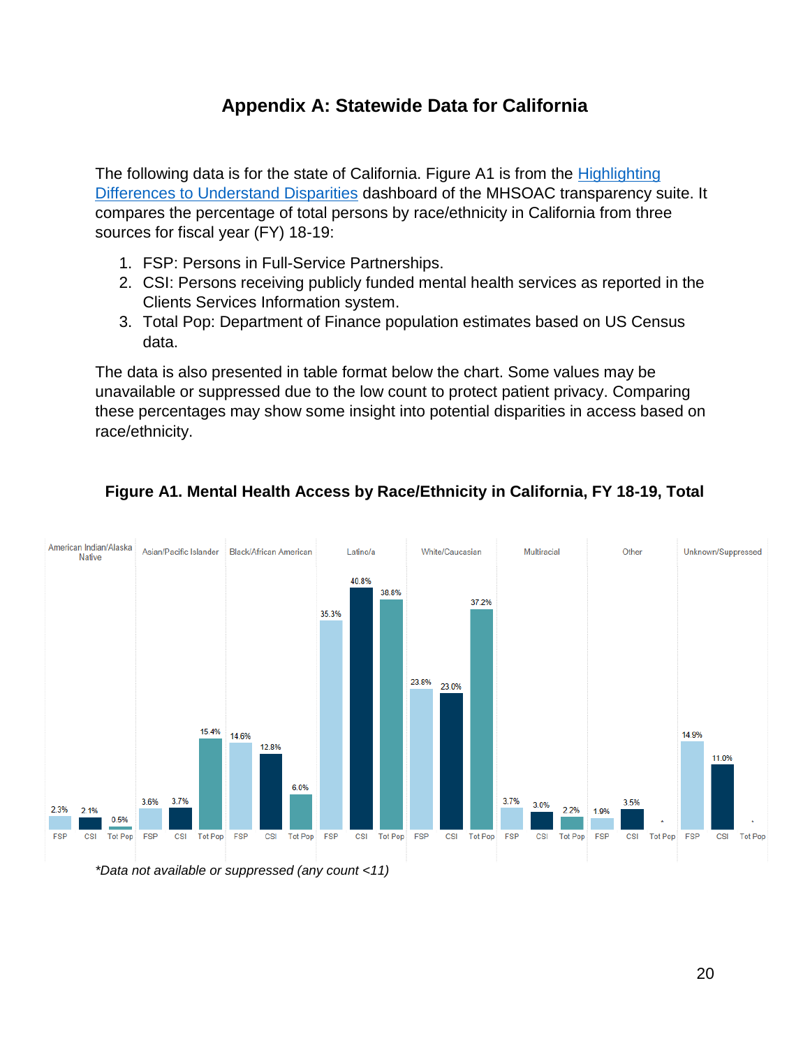# Appendix A: Statewide Data for California

The following data is for the state of California. Figure A1 is from the [Highlighting Differences to Understand Disparities] dashboard of the MHSOAC transparency suite. It compares the percentage of total persons by race/ethnicity in California from three sources for fiscal year (FY) 18-19:

1. FSP: Persons in Full-Service Partnerships.
2. CSI: Persons receiving publicly funded mental health services as reported in the Clients Services Information system.
3. Total Pop: Department of Finance population estimates based on US Census data.

The data is also presented in table format below the chart. Some values may be unavailable or suppressed due to the low count to protect patient privacy. Comparing these percentages may show some insight into potential disparities in access based on race/ethnicity.

**Figure A1. Mental Health Access by Race/Ethnicity in California, FY 18-19, Total**

| Race/Ethnicity | FSP | CSI | Tot Pop |
|---|---|---|---|
| American Indian/Alaska Native | 2.3% | 2.1% | 0.5% |
| Asian/Pacific Islander | 3.6% | 3.7% | 15.4% |
| Black/African American | 14.6% | 12.8% | 6.0% |
| Latino/a | 35.3% | 40.8% | 38.8% |
| White/Caucasian | 23.8% | 23.0% | 37.2% |
| Multiracial | 3.7% | 3.0% | 2.2% |
| Other | 1.9% | 3.5% | * |
| Unknown/Suppressed | 14.9% | 11.0% | * |

*\*Data not available or suppressed (any count <11)*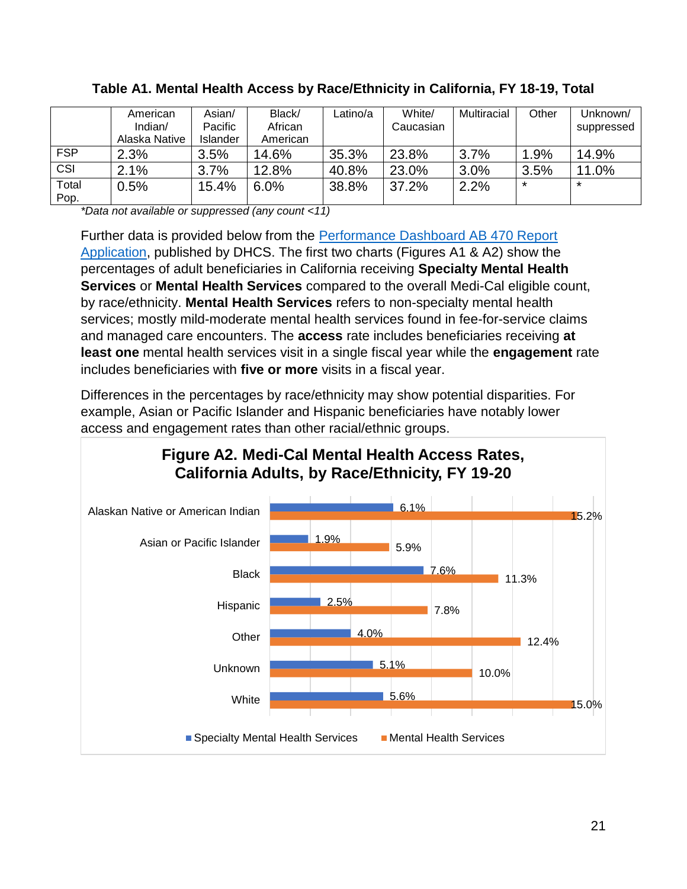**Table A1. Mental Health Access by Race/Ethnicity in California, FY 18-19, Total**

| | American Indian/ Alaska Native | Asian/ Pacific Islander | Black/ African American | Latino/a | White/ Caucasian | Multiracial | Other | Unknown/ suppressed |
|---|---|---|---|---|---|---|---|---|
| FSP | 2.3% | 3.5% | 14.6% | 35.3% | 23.8% | 3.7% | 1.9% | 14.9% |
| CSI | 2.1% | 3.7% | 12.8% | 40.8% | 23.0% | 3.0% | 3.5% | 11.0% |
| Total Pop. | 0.5% | 15.4% | 6.0% | 38.8% | 37.2% | 2.2% | * | * |

*\*Data not available or suppressed (any count <11)*

Further data is provided below from the [Performance Dashboard AB 470 Report Application](), published by DHCS. The first two charts (Figures A1 & A2) show the percentages of adult beneficiaries in California receiving **Specialty Mental Health Services** or **Mental Health Services** compared to the overall Medi-Cal eligible count, by race/ethnicity. **Mental Health Services** refers to non-specialty mental health services; mostly mild-moderate mental health services found in fee-for-service claims and managed care encounters. The **access** rate includes beneficiaries receiving **at least one** mental health services visit in a single fiscal year while the **engagement** rate includes beneficiaries with **five or more** visits in a fiscal year.

Differences in the percentages by race/ethnicity may show potential disparities. For example, Asian or Pacific Islander and Hispanic beneficiaries have notably lower access and engagement rates than other racial/ethnic groups.

**Figure A2. Medi-Cal Mental Health Access Rates, California Adults, by Race/Ethnicity, FY 19-20**

| | Specialty Mental Health Services | Mental Health Services |
|---|---|---|
| Alaskan Native or American Indian | 6.1% | 15.2% |
| Asian or Pacific Islander | 1.9% | 5.9% |
| Black | 7.6% | 11.3% |
| Hispanic | 2.5% | 7.8% |
| Other | 4.0% | 12.4% |
| Unknown | 5.1% | 10.0% |
| White | 5.6% | 15.0% |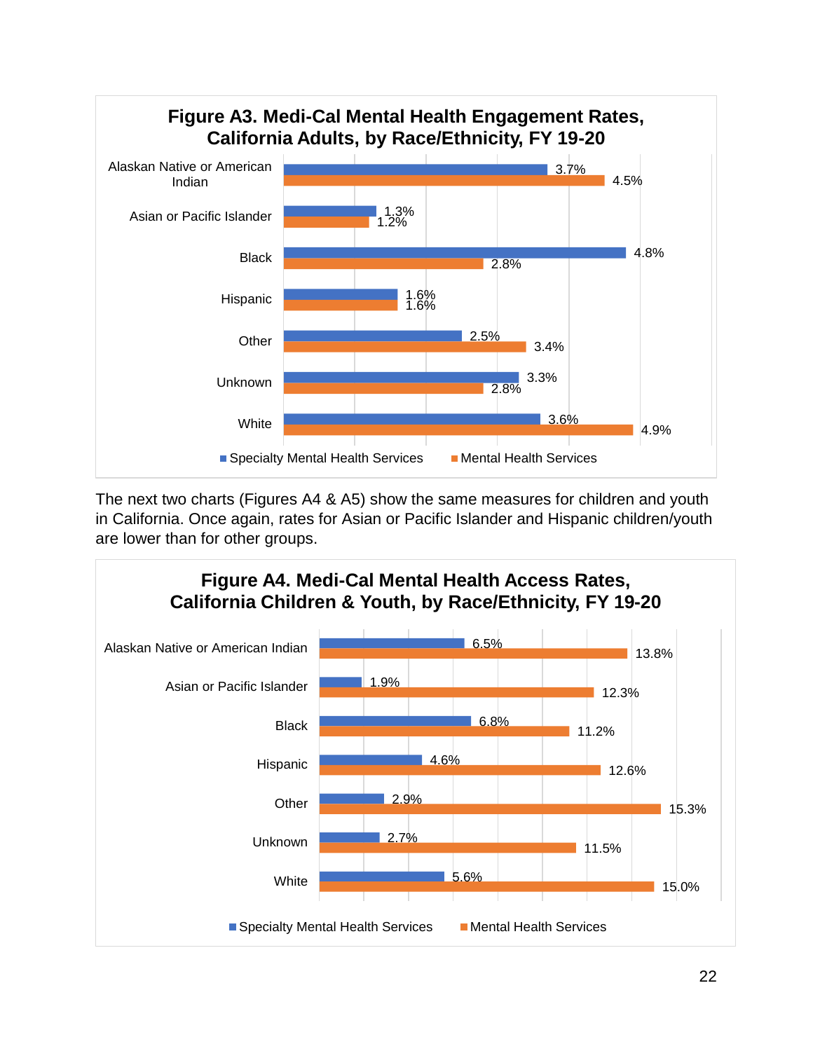**Figure A3. Medi-Cal Mental Health Engagement Rates, California Adults, by Race/Ethnicity, FY 19-20**

| Race/Ethnicity | Specialty Mental Health Services | Mental Health Services |
|---|---|---|
| Alaskan Native or American Indian | 3.7% | 4.5% |
| Asian or Pacific Islander | 1.3% | 1.2% |
| Black | 4.8% | 2.8% |
| Hispanic | 1.6% | 1.6% |
| Other | 2.5% | 3.4% |
| Unknown | 3.3% | 2.8% |
| White | 3.6% | 4.9% |

The next two charts (Figures A4 & A5) show the same measures for children and youth in California. Once again, rates for Asian or Pacific Islander and Hispanic children/youth are lower than for other groups.

**Figure A4. Medi-Cal Mental Health Access Rates, California Children & Youth, by Race/Ethnicity, FY 19-20**

| Race/Ethnicity | Specialty Mental Health Services | Mental Health Services |
|---|---|---|
| Alaskan Native or American Indian | 6.5% | 13.8% |
| Asian or Pacific Islander | 1.9% | 12.3% |
| Black | 6.8% | 11.2% |
| Hispanic | 4.6% | 12.6% |
| Other | 2.9% | 15.3% |
| Unknown | 2.7% | 11.5% |
| White | 5.6% | 15.0% |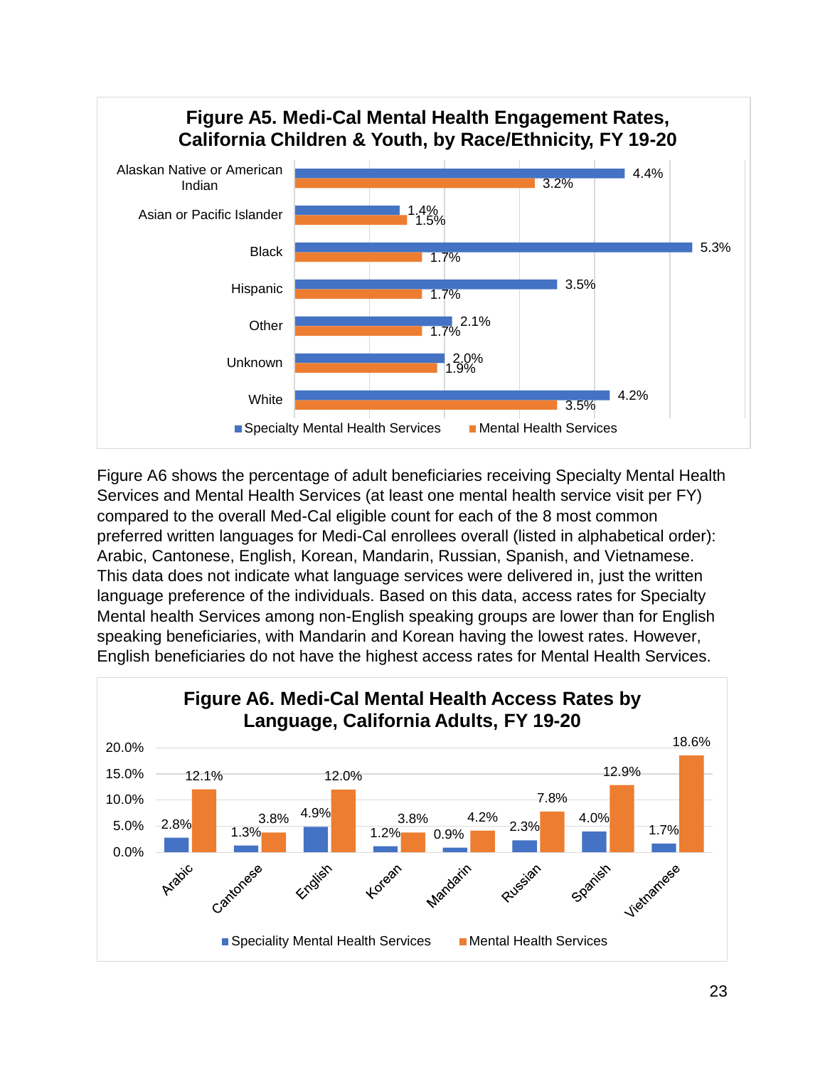**Figure A5. Medi-Cal Mental Health Engagement Rates, California Children & Youth, by Race/Ethnicity, FY 19-20**

| Race/Ethnicity | Specialty Mental Health Services | Mental Health Services |
|---|---|---|
| Alaskan Native or American Indian | 4.4% | 3.2% |
| Asian or Pacific Islander | 1.4% | 1.5% |
| Black | 5.3% | 1.7% |
| Hispanic | 3.5% | 1.7% |
| Other | 2.1% | 1.7% |
| Unknown | 2.0% | 1.9% |
| White | 4.2% | 3.5% |

Figure A6 shows the percentage of adult beneficiaries receiving Specialty Mental Health Services and Mental Health Services (at least one mental health service visit per FY) compared to the overall Med-Cal eligible count for each of the 8 most common preferred written languages for Medi-Cal enrollees overall (listed in alphabetical order): Arabic, Cantonese, English, Korean, Mandarin, Russian, Spanish, and Vietnamese. This data does not indicate what language services were delivered in, just the written language preference of the individuals. Based on this data, access rates for Specialty Mental health Services among non-English speaking groups are lower than for English speaking beneficiaries, with Mandarin and Korean having the lowest rates. However, English beneficiaries do not have the highest access rates for Mental Health Services.

**Figure A6. Medi-Cal Mental Health Access Rates by Language, California Adults, FY 19-20**

| Language | Speciality Mental Health Services | Mental Health Services |
|---|---|---|
| Arabic | 2.8% | 12.1% |
| Cantonese | 1.3% | 3.8% |
| English | 4.9% | 12.0% |
| Korean | 1.2% | 3.8% |
| Mandarin | 0.9% | 4.2% |
| Russian | 2.3% | 7.8% |
| Spanish | 4.0% | 12.9% |
| Vietnamese | 1.7% | 18.6% |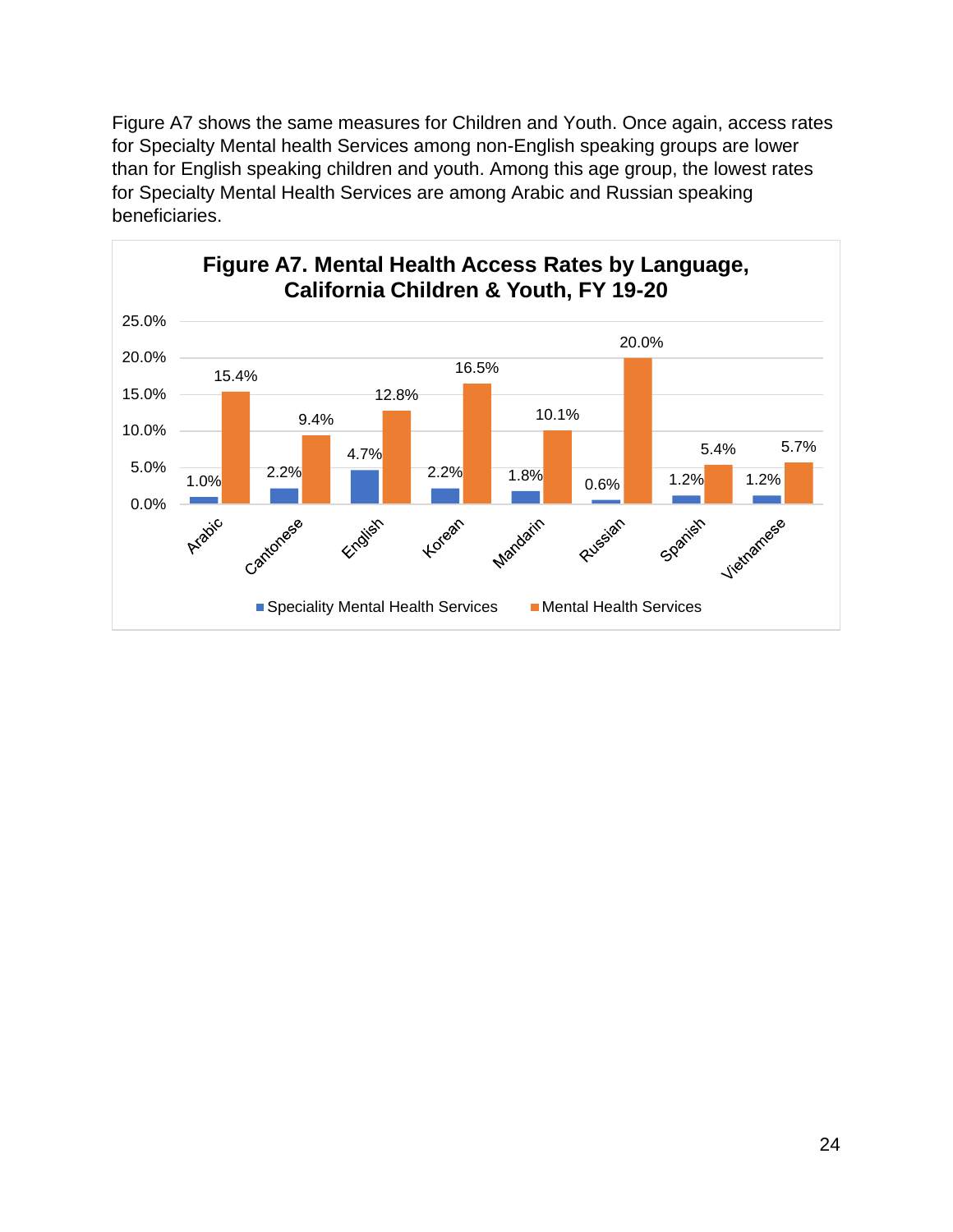Figure A7 shows the same measures for Children and Youth. Once again, access rates for Specialty Mental health Services among non-English speaking groups are lower than for English speaking children and youth. Among this age group, the lowest rates for Specialty Mental Health Services are among Arabic and Russian speaking beneficiaries.

**Figure A7. Mental Health Access Rates by Language, California Children & Youth, FY 19-20**

25.0%
20.0%
15.0%
10.0%
5.0%
0.0%

Arabic: 1.0%, 15.4%
Cantonese: 2.2%, 9.4%
English: 4.7%, 12.8%
Korean: 2.2%, 16.5%
Mandarin: 1.8%, 10.1%
Russian: 0.6%, 20.0%
Spanish: 1.2%, 5.4%
Vietnamese: 1.2%, 5.7%

Speciality Mental Health Services
Mental Health Services